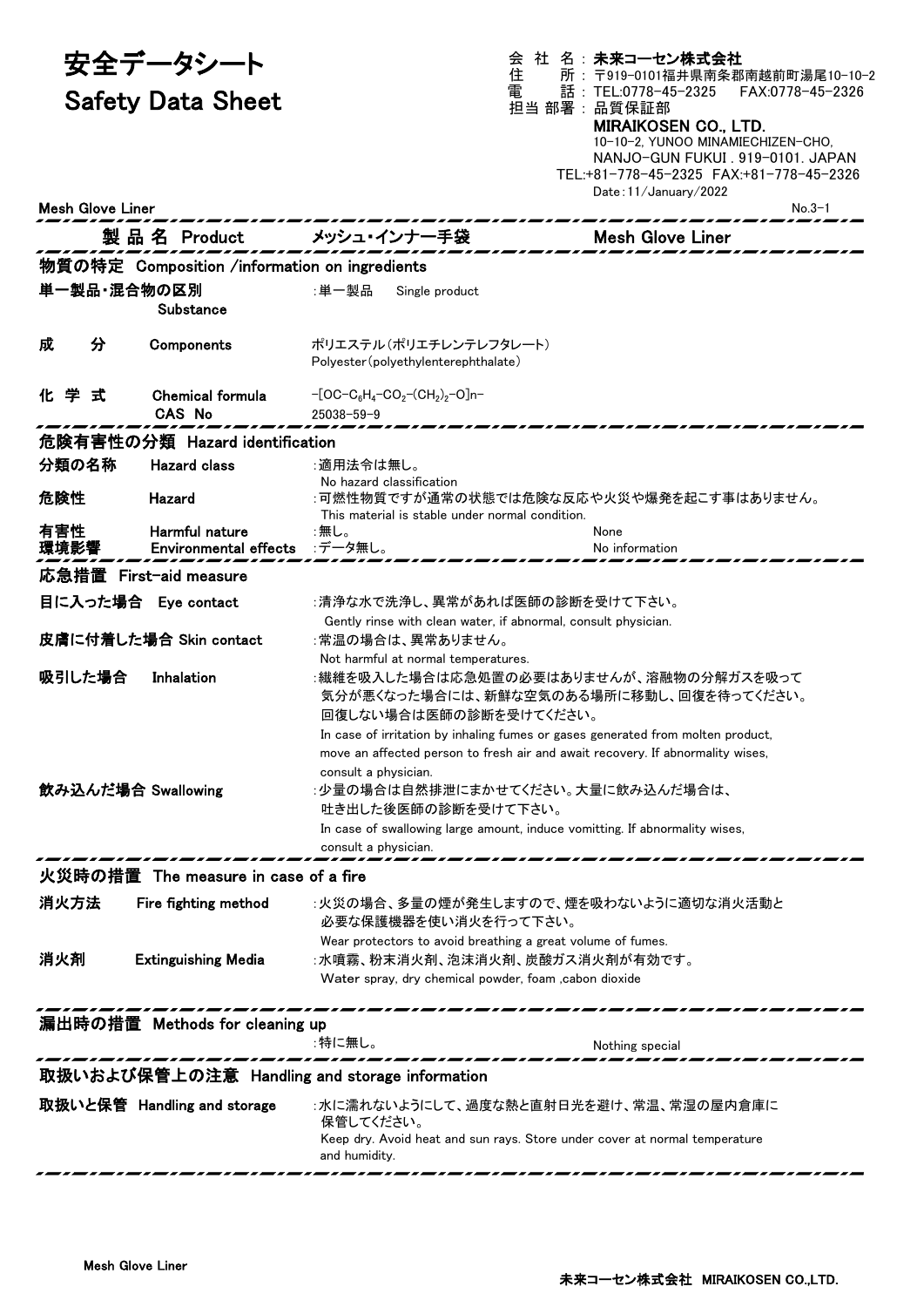# 安全データシート
# Safety Data Sheet

会 社 名：**未来コーセン株式会社**
住　　所：〒919-0101福井県南条郡南越前町湯尾10-10-2
電　　話：TEL:0778-45-2325　FAX:0778-45-2326
担当 部署：品質保証部

**MIRAIKOSEN CO., LTD.**
10-10-2, YUNOO MINAMIECHIZEN-CHO,
NANJO-GUN FUKUI . 919-0101. JAPAN
TEL:+81-778-45-2325 FAX:+81-778-45-2326
Date：11/January/2022

No.3-1

## 製品名 Product　メッシュ・インナー手袋　Mesh Glove Liner

## 物質の特定 Composition /information on ingredients

| | | |
|---|---|---|
| 単一製品・混合物の区別 | Substance | :単一製品　Single product |
| 成　分 | Components | ポリエステル(ポリエチレンテレフタレート) Polyester(polyethylenterephthalate) |
| 化 学 式 | Chemical formula | $-[OC-C_6H_4-CO_2-(CH_2)_2-O]n-$ |
| | CAS No | 25038-59-9 |

## 危険有害性の分類 Hazard identification

| | | |
|---|---|---|
| 分類の名称 | Hazard class | :適用法令は無し。 No hazard classification |
| 危険性 | Hazard | :可燃性物質ですが通常の状態では危険な反応や火災や爆発を起こす事はありません。 This material is stable under normal condition. |
| 有害性 | Harmful nature | :無し。 None |
| 環境影響 | Environmental effects | :データ無し。 No information |

## 応急措置 First-aid measure

**目に入った場合 Eye contact**
:清浄な水で洗浄し、異常があれば医師の診断を受けて下さい。
Gently rinse with clean water, if abnormal, consult physician.

**皮膚に付着した場合 Skin contact**
:常温の場合は、異常ありません。
Not harmful at normal temperatures.

**吸引した場合 Inhalation**
:繊維を吸入した場合は応急処置の必要はありませんが、溶融物の分解ガスを吸って気分が悪くなった場合には、新鮮な空気のある場所に移動し、回復を待ってください。回復しない場合は医師の診断を受けてください。
In case of irritation by inhaling fumes or gases generated from molten product, move an affected person to fresh air and await recovery. If abnormality wises, consult a physician.

**飲み込んだ場合 Swallowing**
:少量の場合は自然排泄にまかせてください。大量に飲み込んだ場合は、吐き出した後医師の診断を受けて下さい。
In case of swallowing large amount, induce vomitting. If abnormality wises, consult a physician.

## 火災時の措置 The measure in case of a fire

**消火方法 Fire fighting method**
:火災の場合、多量の煙が発生しますので、煙を吸わないように適切な消火活動と必要な保護機器を使い消火を行って下さい。
Wear protectors to avoid breathing a great volume of fumes.

**消火剤 Extinguishing Media**
:水噴霧、粉末消火剤、泡沫消火剤、炭酸ガス消火剤が有効です。
Water spray, dry chemical powder, foam ,cabon dioxide

## 漏出時の措置 Methods for cleaning up

:特に無し。　Nothing special

## 取扱いおよび保管上の注意 Handling and storage information

**取扱いと保管 Handling and storage**
:水に濡れないようにして、過度な熱と直射日光を避け、常温、常湿の屋内倉庫に保管してください。
Keep dry. Avoid heat and sun rays. Store under cover at normal temperature and humidity.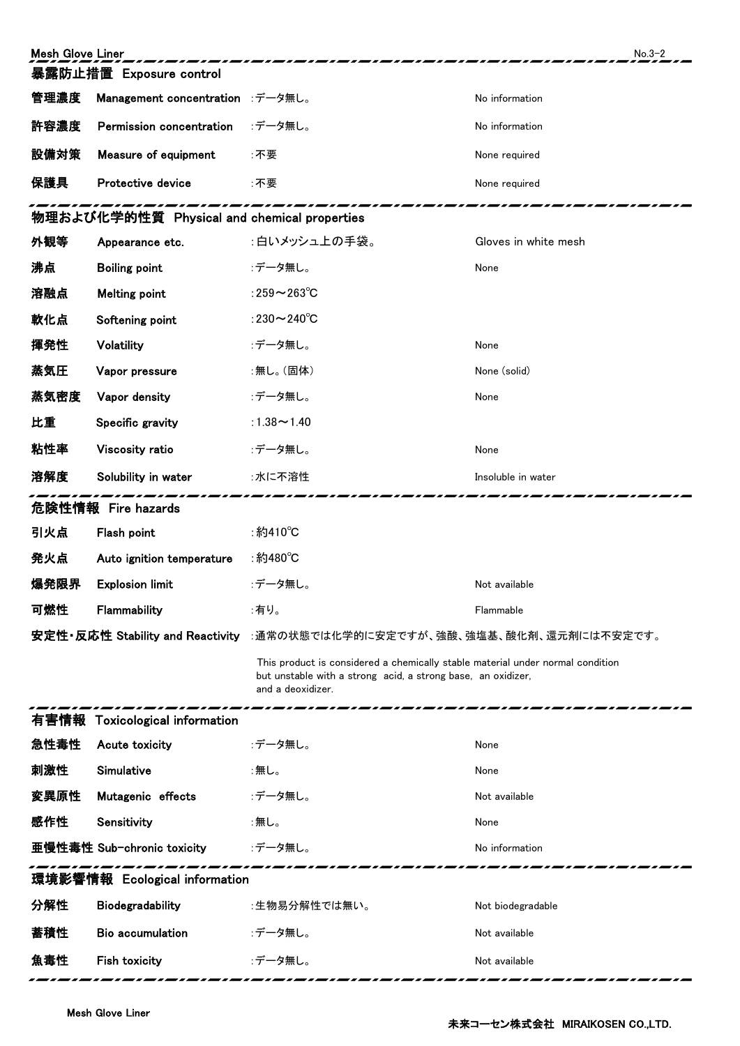## 暴露防止措置 Exposure control

| | | | |
|---|---|---|---|
| 管理濃度 | Management concentration | :データ無し。 | No information |
| 許容濃度 | Permission concentration | :データ無し。 | No information |
| 設備対策 | Measure of equipment | :不要 | None required |
| 保護具 | Protective device | :不要 | None required |

## 物理および化学的性質 Physical and chemical properties

| | | | |
|---|---|---|---|
| 外観等 | Appearance etc. | :白いメッシュ上の手袋。 | Gloves in white mesh |
| 沸点 | Boiling point | :データ無し。 | None |
| 溶融点 | Melting point | :259～263℃ | |
| 軟化点 | Softening point | :230～240℃ | |
| 揮発性 | Volatility | :データ無し。 | None |
| 蒸気圧 | Vapor pressure | :無し。(固体) | None (solid) |
| 蒸気密度 | Vapor density | :データ無し。 | None |
| 比重 | Specific gravity | :1.38～1.40 | |
| 粘性率 | Viscosity ratio | :データ無し。 | None |
| 溶解度 | Solubility in water | :水に不溶性 | Insoluble in water |

## 危険性情報 Fire hazards

| | | | |
|---|---|---|---|
| 引火点 | Flash point | :約410℃ | |
| 発火点 | Auto ignition temperature | :約480℃ | |
| 爆発限界 | Explosion limit | :データ無し。 | Not available |
| 可燃性 | Flammability | :有り。 | Flammable |

**安定性・反応性 Stability and Reactivity** :通常の状態では化学的に安定ですが、強酸、強塩基、酸化剤、還元剤には不安定です。

This product is considered a chemically stable material under normal condition but unstable with a strong acid, a strong base, an oxidizer, and a deoxidizer.

## 有害情報 Toxicological information

| | | | |
|---|---|---|---|
| 急性毒性 | Acute toxicity | :データ無し。 | None |
| 刺激性 | Simulative | :無し。 | None |
| 変異原性 | Mutagenic effects | :データ無し。 | Not available |
| 感作性 | Sensitivity | :無し。 | None |
| 亜慢性毒性 | Sub-chronic toxicity | :データ無し。 | No information |

## 環境影響情報 Ecological information

| | | | |
|---|---|---|---|
| 分解性 | Biodegradability | :生物易分解性では無い。 | Not biodegradable |
| 蓄積性 | Bio accumulation | :データ無し。 | Not available |
| 魚毒性 | Fish toxicity | :データ無し。 | Not available |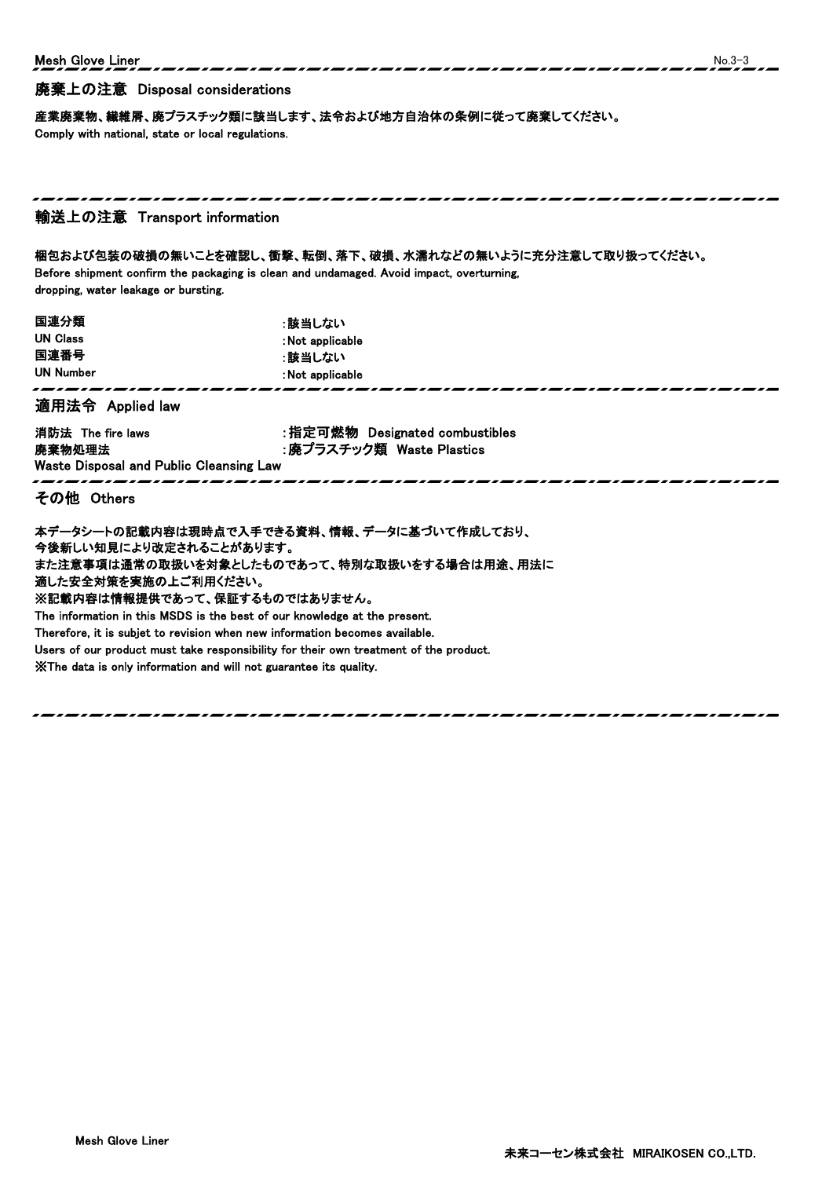## 廃棄上の注意 Disposal considerations

産業廃棄物、繊維屑、廃プラスチック類に該当します、法令および地方自治体の条例に従って廃棄してください。
Comply with national, state or local regulations.

## 輸送上の注意 Transport information

梱包および包装の破損の無いことを確認し、衝撃、転倒、落下、破損、水濡れなどの無いように充分注意して取り扱ってください。
Before shipment confirm the packaging is clean and undamaged. Avoid impact, overturning, dropping, water leakage or bursting.

| | |
|---|---|
| 国連分類 | :該当しない |
| UN Class | :Not applicable |
| 国連番号 | :該当しない |
| UN Number | :Not applicable |

## 適用法令 Applied law

| | |
|---|---|
| 消防法 The fire laws | :指定可燃物 Designated combustibles |
| 廃棄物処理法<br>Waste Disposal and Public Cleansing Law | :廃プラスチック類 Waste Plastics |

## その他 Others

本データシートの記載内容は現時点で入手できる資料、情報、データに基づいて作成しており、
今後新しい知見により改定されることがあります。
また注意事項は通常の取扱いを対象としたものであって、特別な取扱いをする場合は用途、用法に
適した安全対策を実施の上ご利用ください。
※記載内容は情報提供であって、保証するものではありません。
The information in this MSDS is the best of our knowledge at the present.
Therefore, it is subjet to revision when new information becomes available.
Users of our product must take responsibility for their own treatment of the product.
※The data is only information and will not guarantee its quality.

未来コーセン株式会社 MIRAIKOSEN CO.,LTD.